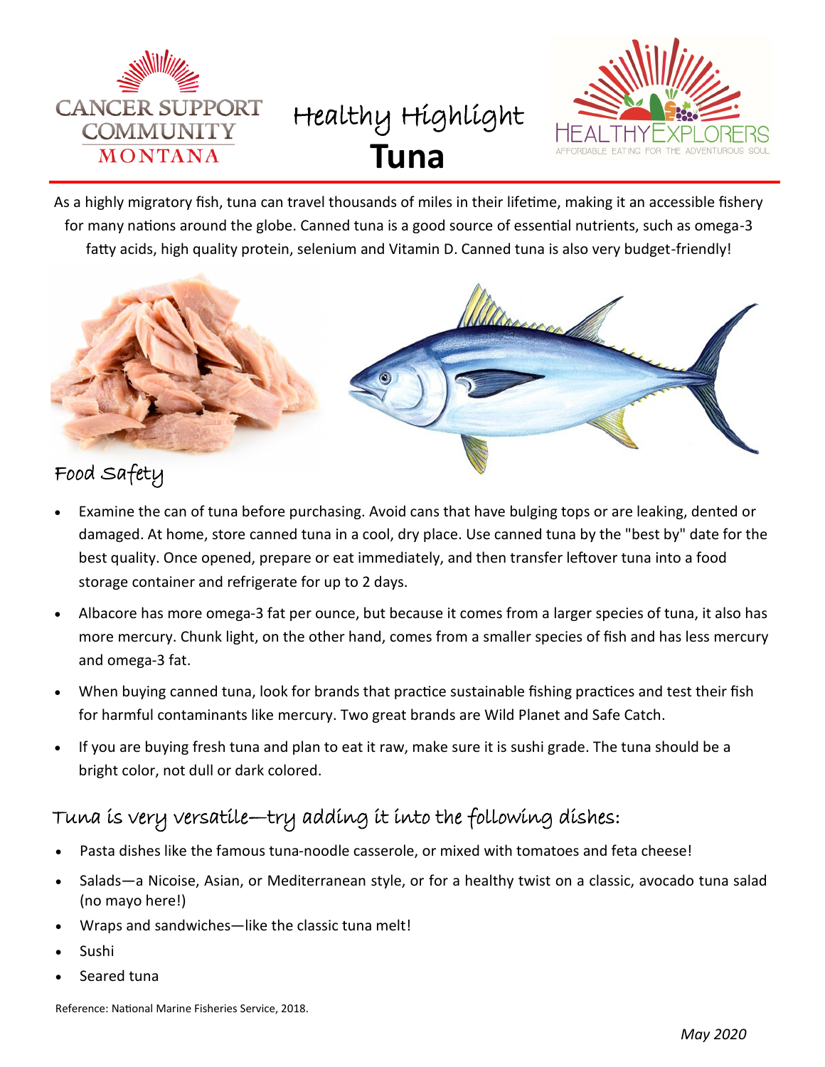# Healthy Highlight

# Tuna

As a highly migratory fish, tuna can travel thousands of miles in their lifetime, making it an accessible fishery for many nations around the globe. Canned tuna is a good source of essential nutrients, such as omega-3 fatty acids, high quality protein, selenium and Vitamin D. Canned tuna is also very budget-friendly!

## Food Safety

- Examine the can of tuna before purchasing. Avoid cans that have bulging tops or are leaking, dented or damaged. At home, store canned tuna in a cool, dry place. Use canned tuna by the "best by" date for the best quality. Once opened, prepare or eat immediately, and then transfer leftover tuna into a food storage container and refrigerate for up to 2 days.
- Albacore has more omega-3 fat per ounce, but because it comes from a larger species of tuna, it also has more mercury. Chunk light, on the other hand, comes from a smaller species of fish and has less mercury and omega-3 fat.
- When buying canned tuna, look for brands that practice sustainable fishing practices and test their fish for harmful contaminants like mercury. Two great brands are Wild Planet and Safe Catch.
- If you are buying fresh tuna and plan to eat it raw, make sure it is sushi grade. The tuna should be a bright color, not dull or dark colored.

## Tuna is very versatile—try adding it into the following dishes:

- Pasta dishes like the famous tuna-noodle casserole, or mixed with tomatoes and feta cheese!
- Salads—a Nicoise, Asian, or Mediterranean style, or for a healthy twist on a classic, avocado tuna salad (no mayo here!)
- Wraps and sandwiches—like the classic tuna melt!
- Sushi
- Seared tuna

Reference: National Marine Fisheries Service, 2018.

*May 2020*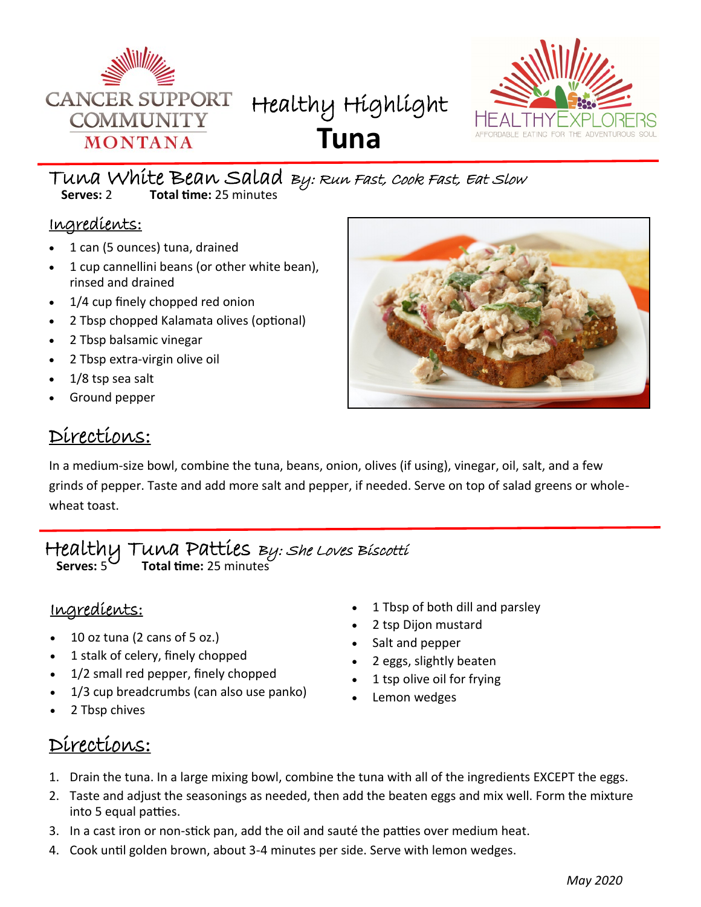CANCER SUPPORT COMMUNITY MONTANA

# Healthy Highlight
# Tuna

HEALTHY EXPLORERS
AFFORDABLE EATING FOR THE ADVENTUROUS SOUL

## Tuna White Bean Salad *By: Run Fast, Cook Fast, Eat Slow*

**Serves:** 2 **Total time:** 25 minutes

### Ingredients:

- 1 can (5 ounces) tuna, drained
- 1 cup cannellini beans (or other white bean), rinsed and drained
- 1/4 cup finely chopped red onion
- 2 Tbsp chopped Kalamata olives (optional)
- 2 Tbsp balsamic vinegar
- 2 Tbsp extra-virgin olive oil
- 1/8 tsp sea salt
- Ground pepper

### Directions:

In a medium-size bowl, combine the tuna, beans, onion, olives (if using), vinegar, oil, salt, and a few grinds of pepper. Taste and add more salt and pepper, if needed. Serve on top of salad greens or whole-wheat toast.

## Healthy Tuna Patties *By: She Loves Biscotti*

**Serves:** 5 **Total time:** 25 minutes

### Ingredients:

- 10 oz tuna (2 cans of 5 oz.)
- 1 stalk of celery, finely chopped
- 1/2 small red pepper, finely chopped
- 1/3 cup breadcrumbs (can also use panko)
- 2 Tbsp chives
- 1 Tbsp of both dill and parsley
- 2 tsp Dijon mustard
- Salt and pepper
- 2 eggs, slightly beaten
- 1 tsp olive oil for frying
- Lemon wedges

### Directions:

1. Drain the tuna. In a large mixing bowl, combine the tuna with all of the ingredients EXCEPT the eggs.
2. Taste and adjust the seasonings as needed, then add the beaten eggs and mix well. Form the mixture into 5 equal patties.
3. In a cast iron or non-stick pan, add the oil and sauté the patties over medium heat.
4. Cook until golden brown, about 3-4 minutes per side. Serve with lemon wedges.

*May 2020*